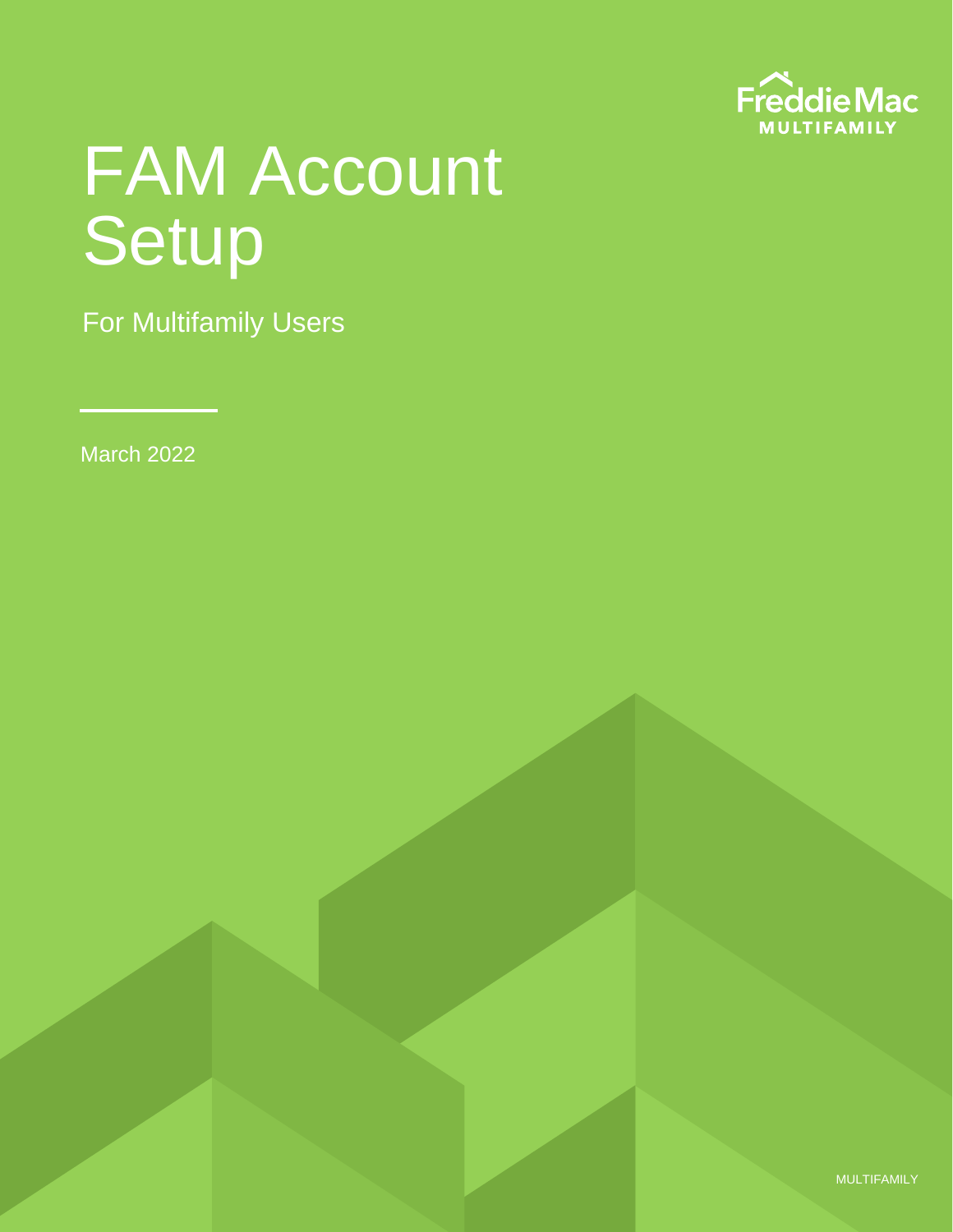Freddie Mac MULTIFAMILY

# FAM Account Setup

For Multifamily Users

March 2022

MULTIFAMILY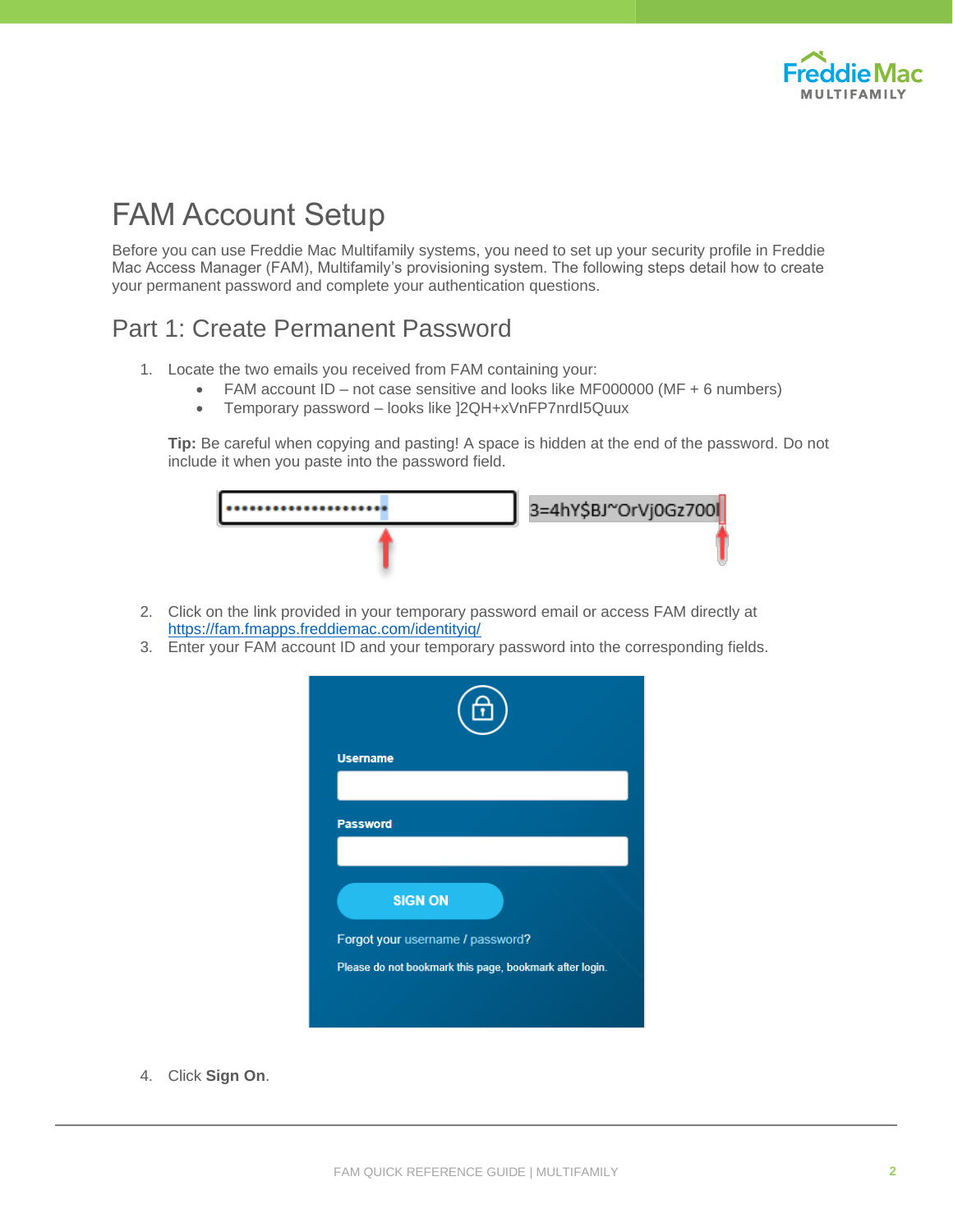# FAM Account Setup

Before you can use Freddie Mac Multifamily systems, you need to set up your security profile in Freddie Mac Access Manager (FAM), Multifamily's provisioning system. The following steps detail how to create your permanent password and complete your authentication questions.

## Part 1: Create Permanent Password

1. Locate the two emails you received from FAM containing your:
   - FAM account ID – not case sensitive and looks like MF000000 (MF + 6 numbers)
   - Temporary password – looks like ]2QH+xVnFP7nrdI5Quux

   **Tip:** Be careful when copying and pasting! A space is hidden at the end of the password. Do not include it when you paste into the password field.

2. Click on the link provided in your temporary password email or access FAM directly at [https://fam.fmapps.freddiemac.com/identityiq/](https://fam.fmapps.freddiemac.com/identityiq/)
3. Enter your FAM account ID and your temporary password into the corresponding fields.

4. Click **Sign On**.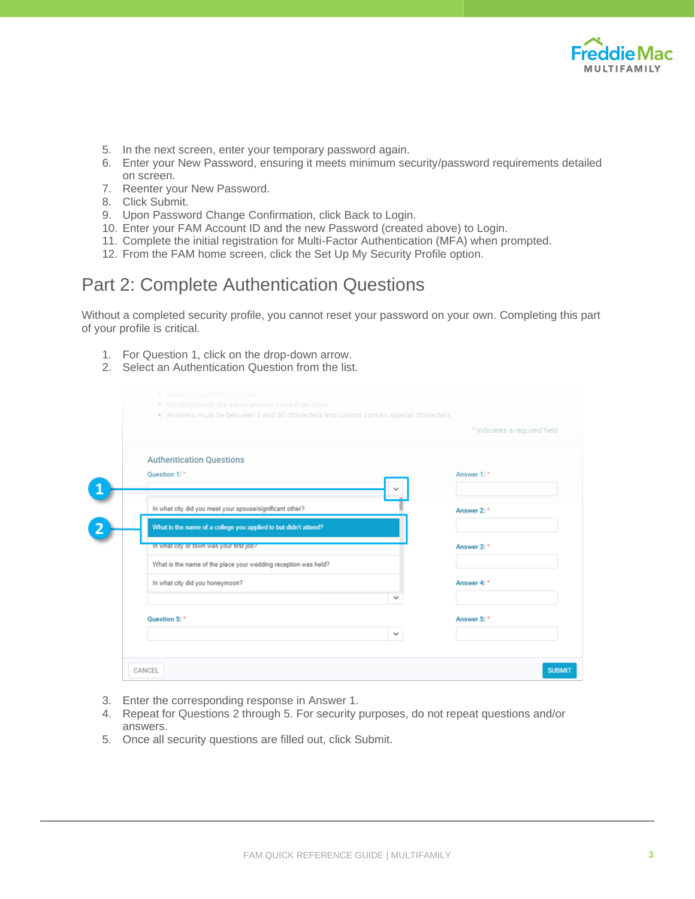5. In the next screen, enter your temporary password again.
6. Enter your New Password, ensuring it meets minimum security/password requirements detailed on screen.
7. Reenter your New Password.
8. Click Submit.
9. Upon Password Change Confirmation, click Back to Login.
10. Enter your FAM Account ID and the new Password (created above) to Login.
11. Complete the initial registration for Multi-Factor Authentication (MFA) when prompted.
12. From the FAM home screen, click the Set Up My Security Profile option.

## Part 2: Complete Authentication Questions

Without a completed security profile, you cannot reset your password on your own. Completing this part of your profile is critical.

1. For Question 1, click on the drop-down arrow.
2. Select an Authentication Question from the list.

3. Enter the corresponding response in Answer 1.
4. Repeat for Questions 2 through 5. For security purposes, do not repeat questions and/or answers.
5. Once all security questions are filled out, click Submit.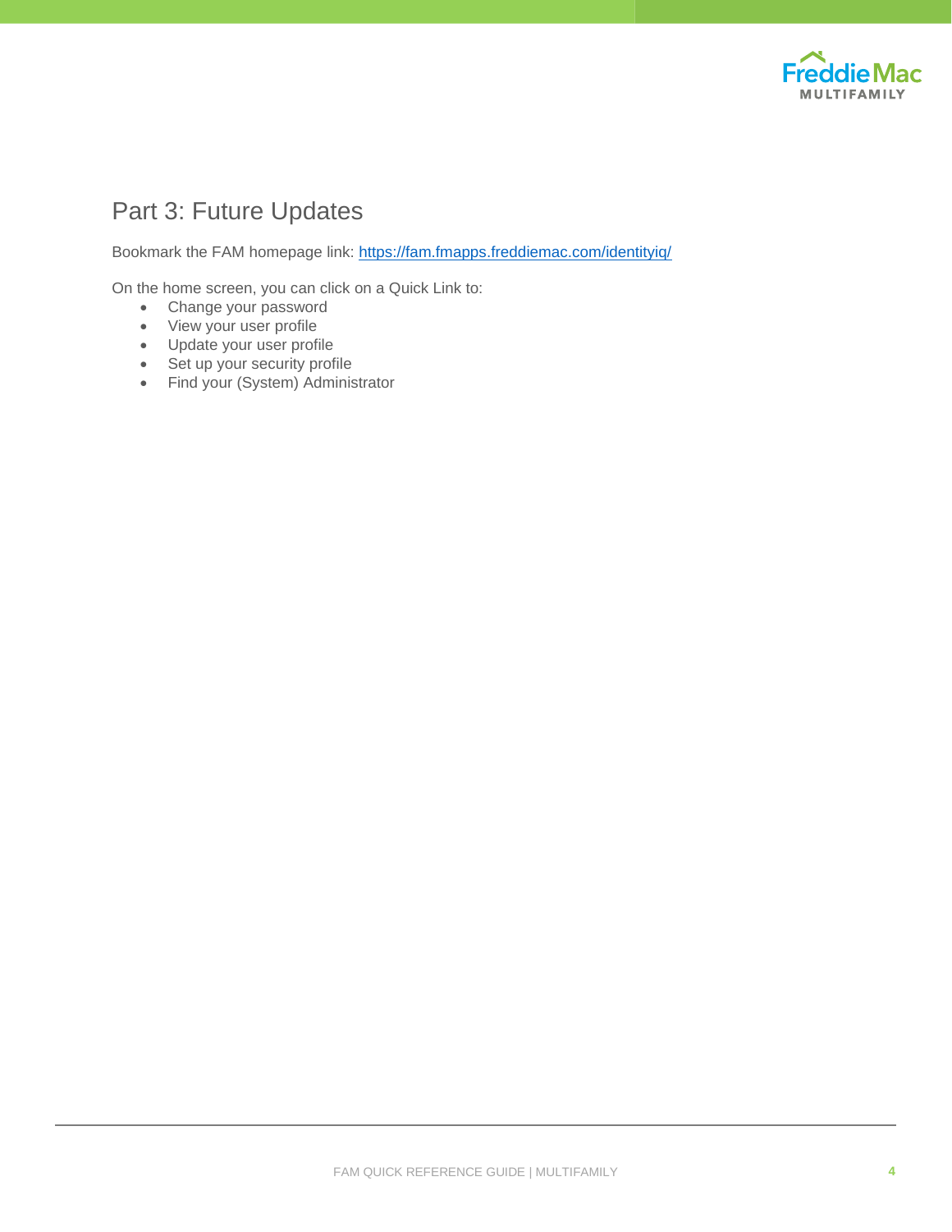## Part 3: Future Updates

Bookmark the FAM homepage link: [https://fam.fmapps.freddiemac.com/identityiq/](https://fam.fmapps.freddiemac.com/identityiq/)

On the home screen, you can click on a Quick Link to:

- Change your password
- View your user profile
- Update your user profile
- Set up your security profile
- Find your (System) Administrator